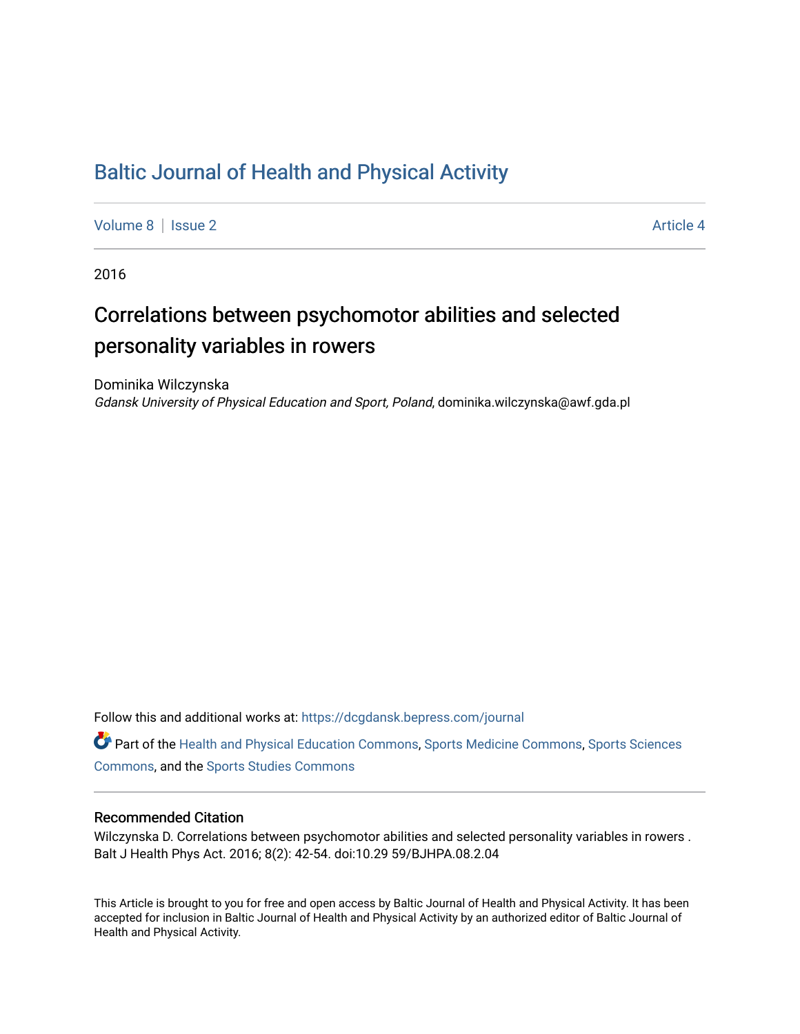# Baltic Journal of Health and Physical Activity

Volume 8 | Issue 2 Article 4

2016

## Correlations between psychomotor abilities and selected personality variables in rowers

Dominika Wilczynska
*Gdansk University of Physical Education and Sport, Poland*, dominika.wilczynska@awf.gda.pl

Follow this and additional works at: https://dcgdansk.bepress.com/journal

Part of the Health and Physical Education Commons, Sports Medicine Commons, Sports Sciences Commons, and the Sports Studies Commons

### Recommended Citation

Wilczynska D. Correlations between psychomotor abilities and selected personality variables in rowers . Balt J Health Phys Act. 2016; 8(2): 42-54. doi:10.29 59/BJHPA.08.2.04

This Article is brought to you for free and open access by Baltic Journal of Health and Physical Activity. It has been accepted for inclusion in Baltic Journal of Health and Physical Activity by an authorized editor of Baltic Journal of Health and Physical Activity.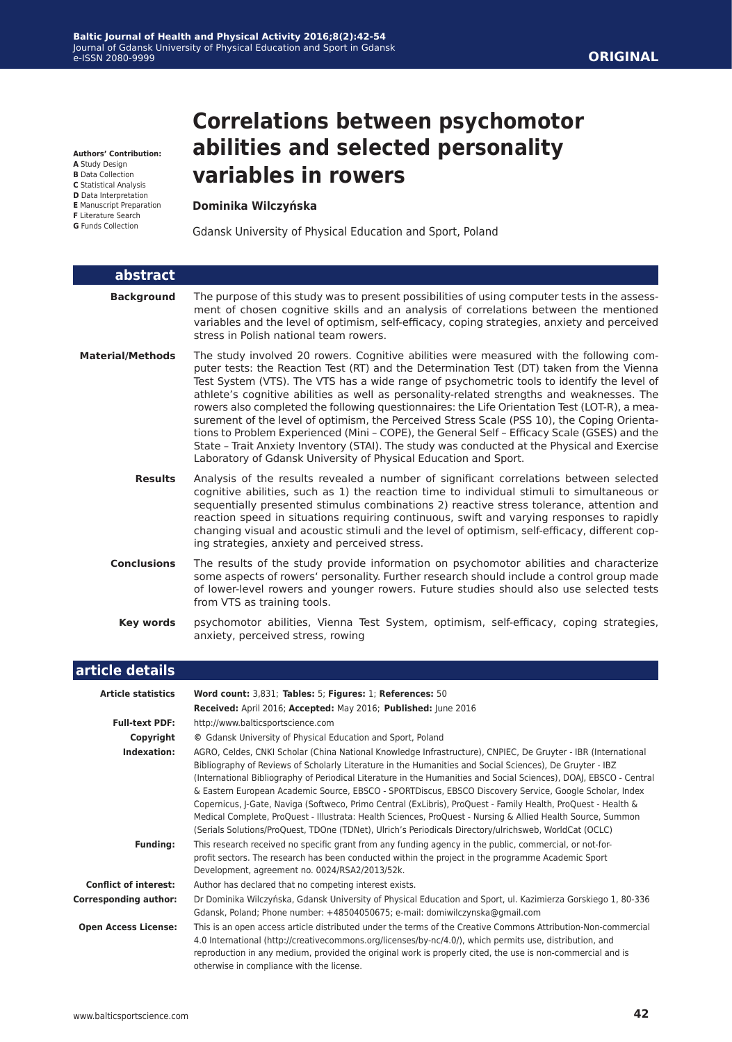**Authors' Contribution:**
**A** Study Design
**B** Data Collection
**C** Statistical Analysis
**D** Data Interpretation
**E** Manuscript Preparation
**F** Literature Search
**G** Funds Collection

ORIGINAL

# Correlations between psychomotor abilities and selected personality variables in rowers

**Dominika Wilczyńska**

Gdansk University of Physical Education and Sport, Poland

## abstract

**Background**
The purpose of this study was to present possibilities of using computer tests in the assessment of chosen cognitive skills and an analysis of correlations between the mentioned variables and the level of optimism, self-efficacy, coping strategies, anxiety and perceived stress in Polish national team rowers.

**Material/Methods**
The study involved 20 rowers. Cognitive abilities were measured with the following computer tests: the Reaction Test (RT) and the Determination Test (DT) taken from the Vienna Test System (VTS). The VTS has a wide range of psychometric tools to identify the level of athlete's cognitive abilities as well as personality-related strengths and weaknesses. The rowers also completed the following questionnaires: the Life Orientation Test (LOT-R), a measurement of the level of optimism, the Perceived Stress Scale (PSS 10), the Coping Orientations to Problem Experienced (Mini – COPE), the General Self – Efficacy Scale (GSES) and the State – Trait Anxiety Inventory (STAI). The study was conducted at the Physical and Exercise Laboratory of Gdansk University of Physical Education and Sport.

**Results**
Analysis of the results revealed a number of significant correlations between selected cognitive abilities, such as 1) the reaction time to individual stimuli to simultaneous or sequentially presented stimulus combinations 2) reactive stress tolerance, attention and reaction speed in situations requiring continuous, swift and varying responses to rapidly changing visual and acoustic stimuli and the level of optimism, self-efficacy, different coping strategies, anxiety and perceived stress.

**Conclusions**
The results of the study provide information on psychomotor abilities and characterize some aspects of rowers' personality. Further research should include a control group made of lower-level rowers and younger rowers. Future studies should also use selected tests from VTS as training tools.

**Key words**
psychomotor abilities, Vienna Test System, optimism, self-efficacy, coping strategies, anxiety, perceived stress, rowing

## article details

| | |
|---|---|
| **Article statistics** | **Word count:** 3,831; **Tables:** 5; **Figures:** 1; **References:** 50<br>**Received:** April 2016; **Accepted:** May 2016; **Published:** June 2016 |
| **Full-text PDF:** | http://www.balticsportscience.com |
| **Copyright** | © Gdansk University of Physical Education and Sport, Poland |
| **Indexation:** | AGRO, Celdes, CNKI Scholar (China National Knowledge Infrastructure), CNPIEC, De Gruyter - IBR (International Bibliography of Reviews of Scholarly Literature in the Humanities and Social Sciences), De Gruyter - IBZ (International Bibliography of Periodical Literature in the Humanities and Social Sciences), DOAJ, EBSCO - Central & Eastern European Academic Source, EBSCO - SPORTDiscus, EBSCO Discovery Service, Google Scholar, Index Copernicus, J-Gate, Naviga (Softweco, Primo Central (ExLibris), ProQuest - Family Health, ProQuest - Health & Medical Complete, ProQuest - Illustrata: Health Sciences, ProQuest - Nursing & Allied Health Source, Summon (Serials Solutions/ProQuest, TDOne (TDNet), Ulrich's Periodicals Directory/ulrichsweb, WorldCat (OCLC) |
| **Funding:** | This research received no specific grant from any funding agency in the public, commercial, or not-for-profit sectors. The research has been conducted within the project in the programme Academic Sport Development, agreement no. 0024/RSA2/2013/52k. |
| **Conflict of interest:** | Author has declared that no competing interest exists. |
| **Corresponding author:** | Dr Dominika Wilczyńska, Gdansk University of Physical Education and Sport, ul. Kazimierza Gorskiego 1, 80-336 Gdansk, Poland; Phone number: +48504050675; e-mail: domiwilczynska@gmail.com |
| **Open Access License:** | This is an open access article distributed under the terms of the Creative Commons Attribution-Non-commercial 4.0 International (http://creativecommons.org/licenses/by-nc/4.0/), which permits use, distribution, and reproduction in any medium, provided the original work is properly cited, the use is non-commercial and is otherwise in compliance with the license. |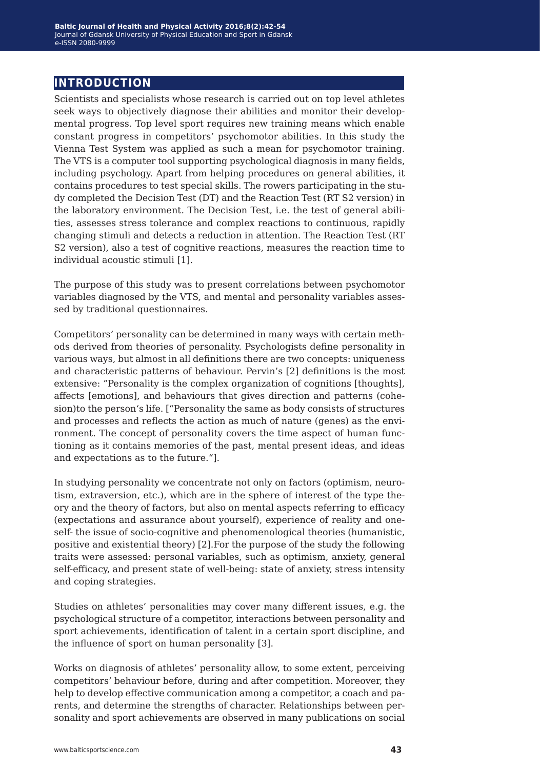## INTRODUCTION

Scientists and specialists whose research is carried out on top level athletes seek ways to objectively diagnose their abilities and monitor their developmental progress. Top level sport requires new training means which enable constant progress in competitors' psychomotor abilities. In this study the Vienna Test System was applied as such a mean for psychomotor training. The VTS is a computer tool supporting psychological diagnosis in many fields, including psychology. Apart from helping procedures on general abilities, it contains procedures to test special skills. The rowers participating in the study completed the Decision Test (DT) and the Reaction Test (RT S2 version) in the laboratory environment. The Decision Test, i.e. the test of general abilities, assesses stress tolerance and complex reactions to continuous, rapidly changing stimuli and detects a reduction in attention. The Reaction Test (RT S2 version), also a test of cognitive reactions, measures the reaction time to individual acoustic stimuli [1].

The purpose of this study was to present correlations between psychomotor variables diagnosed by the VTS, and mental and personality variables assessed by traditional questionnaires.

Competitors' personality can be determined in many ways with certain methods derived from theories of personality. Psychologists define personality in various ways, but almost in all definitions there are two concepts: uniqueness and characteristic patterns of behaviour. Pervin's [2] definitions is the most extensive: "Personality is the complex organization of cognitions [thoughts], affects [emotions], and behaviours that gives direction and patterns (cohesion)to the person's life. ["Personality the same as body consists of structures and processes and reflects the action as much of nature (genes) as the environment. The concept of personality covers the time aspect of human functioning as it contains memories of the past, mental present ideas, and ideas and expectations as to the future."].

In studying personality we concentrate not only on factors (optimism, neurotism, extraversion, etc.), which are in the sphere of interest of the type theory and the theory of factors, but also on mental aspects referring to efficacy (expectations and assurance about yourself), experience of reality and oneself- the issue of socio-cognitive and phenomenological theories (humanistic, positive and existential theory) [2].For the purpose of the study the following traits were assessed: personal variables, such as optimism, anxiety, general self-efficacy, and present state of well-being: state of anxiety, stress intensity and coping strategies.

Studies on athletes' personalities may cover many different issues, e.g. the psychological structure of a competitor, interactions between personality and sport achievements, identification of talent in a certain sport discipline, and the influence of sport on human personality [3].

Works on diagnosis of athletes' personality allow, to some extent, perceiving competitors' behaviour before, during and after competition. Moreover, they help to develop effective communication among a competitor, a coach and parents, and determine the strengths of character. Relationships between personality and sport achievements are observed in many publications on social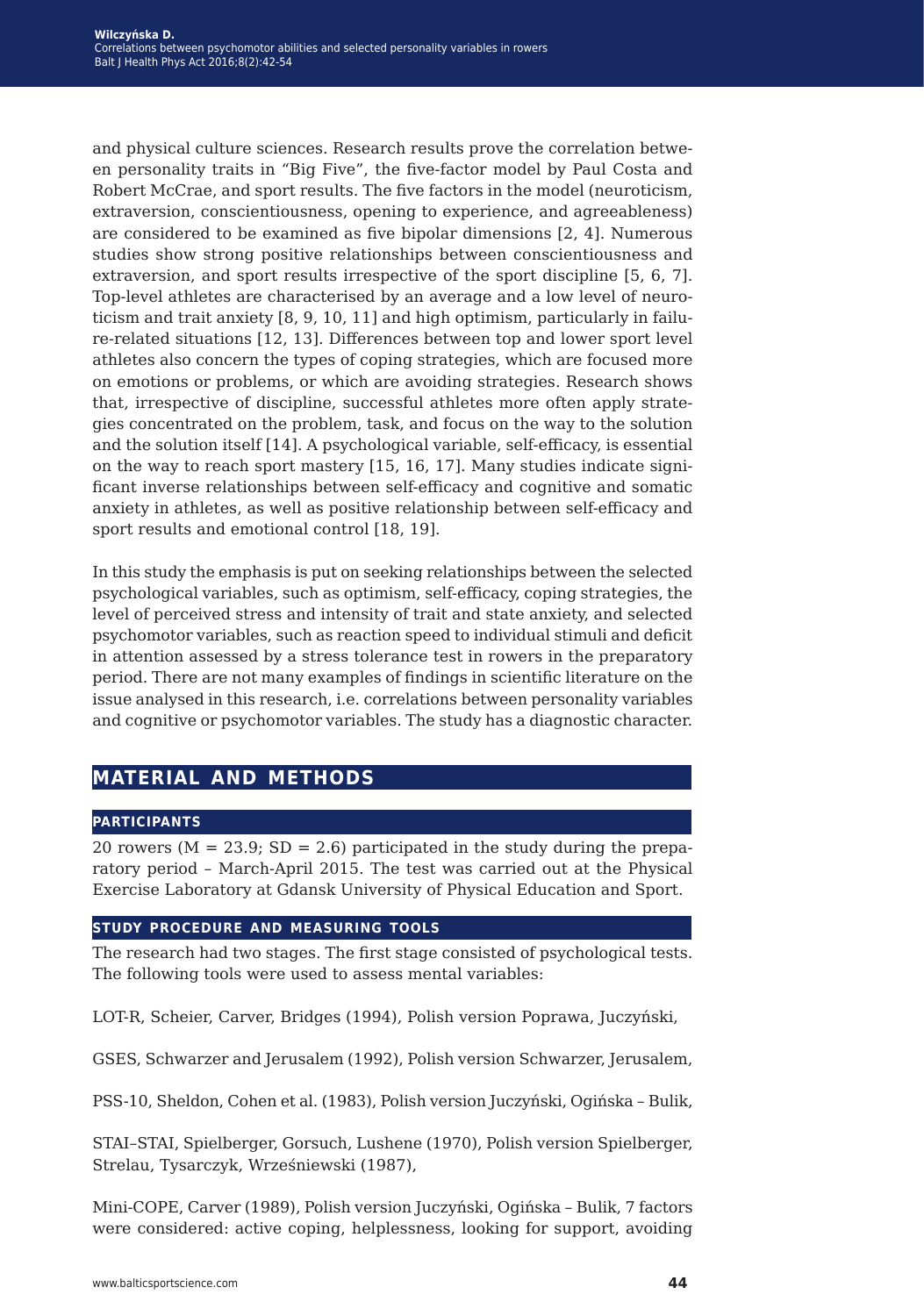and physical culture sciences. Research results prove the correlation between personality traits in "Big Five", the five-factor model by Paul Costa and Robert McCrae, and sport results. The five factors in the model (neuroticism, extraversion, conscientiousness, opening to experience, and agreeableness) are considered to be examined as five bipolar dimensions [2, 4]. Numerous studies show strong positive relationships between conscientiousness and extraversion, and sport results irrespective of the sport discipline [5, 6, 7]. Top-level athletes are characterised by an average and a low level of neuroticism and trait anxiety [8, 9, 10, 11] and high optimism, particularly in failure-related situations [12, 13]. Differences between top and lower sport level athletes also concern the types of coping strategies, which are focused more on emotions or problems, or which are avoiding strategies. Research shows that, irrespective of discipline, successful athletes more often apply strategies concentrated on the problem, task, and focus on the way to the solution and the solution itself [14]. A psychological variable, self-efficacy, is essential on the way to reach sport mastery [15, 16, 17]. Many studies indicate significant inverse relationships between self-efficacy and cognitive and somatic anxiety in athletes, as well as positive relationship between self-efficacy and sport results and emotional control [18, 19].

In this study the emphasis is put on seeking relationships between the selected psychological variables, such as optimism, self-efficacy, coping strategies, the level of perceived stress and intensity of trait and state anxiety, and selected psychomotor variables, such as reaction speed to individual stimuli and deficit in attention assessed by a stress tolerance test in rowers in the preparatory period. There are not many examples of findings in scientific literature on the issue analysed in this research, i.e. correlations between personality variables and cognitive or psychomotor variables. The study has a diagnostic character.

## MATERIAL AND METHODS

### PARTICIPANTS

20 rowers (M = 23.9; SD = 2.6) participated in the study during the preparatory period – March-April 2015. The test was carried out at the Physical Exercise Laboratory at Gdansk University of Physical Education and Sport.

### STUDY PROCEDURE AND MEASURING TOOLS

The research had two stages. The first stage consisted of psychological tests. The following tools were used to assess mental variables:

LOT-R, Scheier, Carver, Bridges (1994), Polish version Poprawa, Juczyński,

GSES, Schwarzer and Jerusalem (1992), Polish version Schwarzer, Jerusalem,

PSS-10, Sheldon, Cohen et al. (1983), Polish version Juczyński, Ogińska – Bulik,

STAI–STAI, Spielberger, Gorsuch, Lushene (1970), Polish version Spielberger, Strelau, Tysarczyk, Wrześniewski (1987),

Mini-COPE, Carver (1989), Polish version Juczyński, Ogińska – Bulik, 7 factors were considered: active coping, helplessness, looking for support, avoiding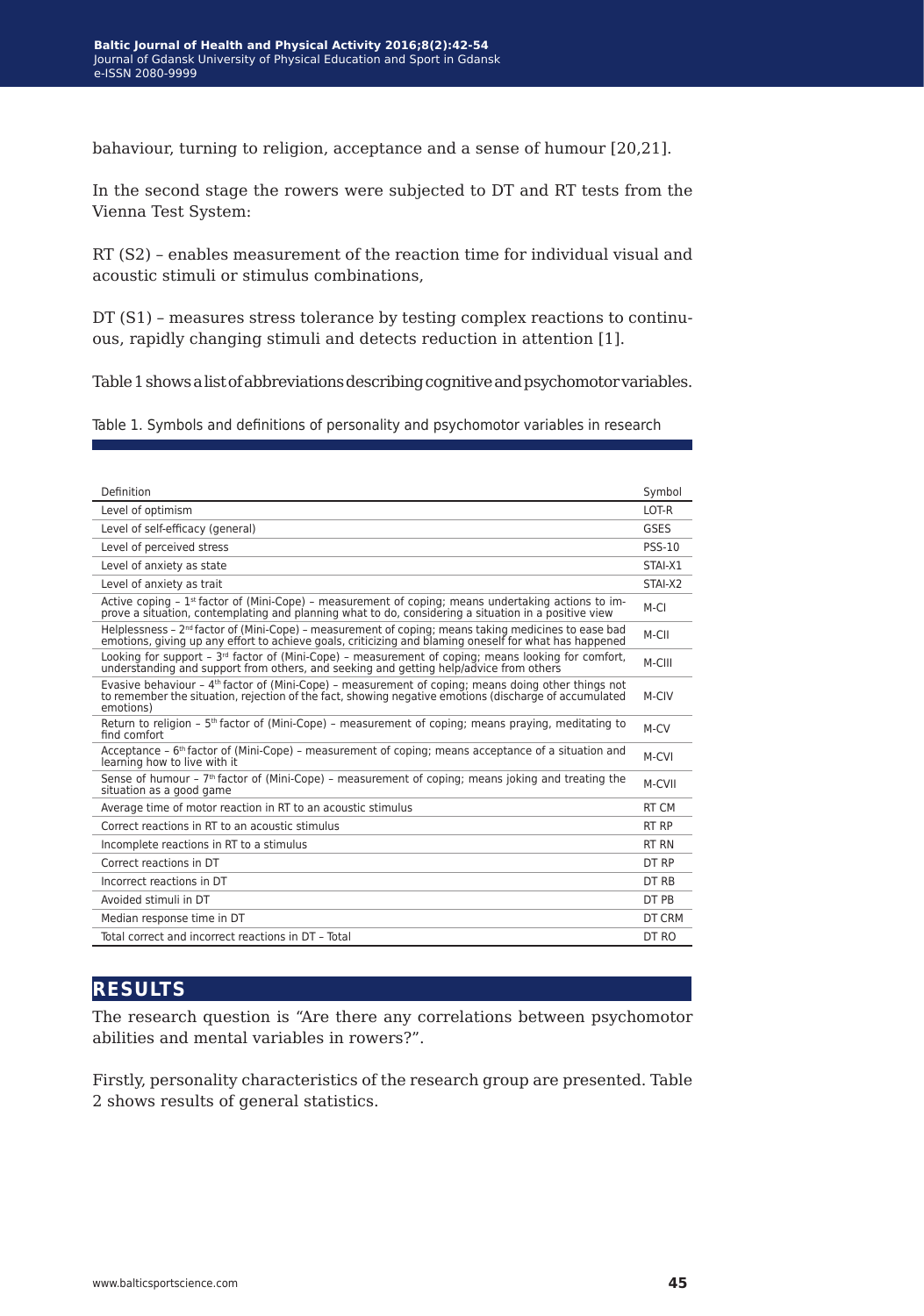bahaviour, turning to religion, acceptance and a sense of humour [20,21].

In the second stage the rowers were subjected to DT and RT tests from the Vienna Test System:

RT (S2) – enables measurement of the reaction time for individual visual and acoustic stimuli or stimulus combinations,

DT (S1) – measures stress tolerance by testing complex reactions to continuous, rapidly changing stimuli and detects reduction in attention [1].

Table 1 shows a list of abbreviations describing cognitive and psychomotor variables.

Table 1. Symbols and definitions of personality and psychomotor variables in research

| Definition | Symbol |
|---|---|
| Level of optimism | LOT-R |
| Level of self-efficacy (general) | GSES |
| Level of perceived stress | PSS-10 |
| Level of anxiety as state | STAI-X1 |
| Level of anxiety as trait | STAI-X2 |
| Active coping – 1st factor of (Mini-Cope) – measurement of coping; means undertaking actions to improve a situation, contemplating and planning what to do, considering a situation in a positive view | M-CI |
| Helplessness – 2nd factor of (Mini-Cope) – measurement of coping; means taking medicines to ease bad emotions, giving up any effort to achieve goals, criticizing and blaming oneself for what has happened | M-CII |
| Looking for support – 3rd factor of (Mini-Cope) – measurement of coping; means looking for comfort, understanding and support from others, and seeking and getting help/advice from others | M-CIII |
| Evasive behaviour – 4th factor of (Mini-Cope) – measurement of coping; means doing other things not to remember the situation, rejection of the fact, showing negative emotions (discharge of accumulated emotions) | M-CIV |
| Return to religion – 5th factor of (Mini-Cope) – measurement of coping; means praying, meditating to find comfort | M-CV |
| Acceptance – 6th factor of (Mini-Cope) – measurement of coping; means acceptance of a situation and learning how to live with it | M-CVI |
| Sense of humour – 7th factor of (Mini-Cope) – measurement of coping; means joking and treating the situation as a good game | M-CVII |
| Average time of motor reaction in RT to an acoustic stimulus | RT CM |
| Correct reactions in RT to an acoustic stimulus | RT RP |
| Incomplete reactions in RT to a stimulus | RT RN |
| Correct reactions in DT | DT RP |
| Incorrect reactions in DT | DT RB |
| Avoided stimuli in DT | DT PB |
| Median response time in DT | DT CRM |
| Total correct and incorrect reactions in DT – Total | DT RO |

## RESULTS

The research question is "Are there any correlations between psychomotor abilities and mental variables in rowers?".

Firstly, personality characteristics of the research group are presented. Table 2 shows results of general statistics.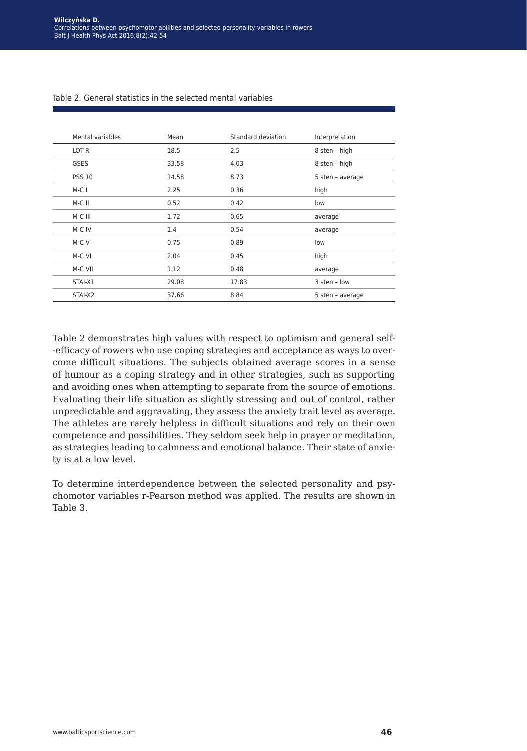Table 2. General statistics in the selected mental variables

| Mental variables | Mean | Standard deviation | Interpretation |
|---|---|---|---|
| LOT-R | 18.5 | 2.5 | 8 sten – high |
| GSES | 33.58 | 4.03 | 8 sten – high |
| PSS 10 | 14.58 | 8.73 | 5 sten – average |
| M-C I | 2.25 | 0.36 | high |
| M-C II | 0.52 | 0.42 | low |
| M-C III | 1.72 | 0.65 | average |
| M-C IV | 1.4 | 0.54 | average |
| M-C V | 0.75 | 0.89 | low |
| M-C VI | 2.04 | 0.45 | high |
| M-C VII | 1.12 | 0.48 | average |
| STAI-X1 | 29.08 | 17.83 | 3 sten – low |
| STAI-X2 | 37.66 | 8.84 | 5 sten – average |

Table 2 demonstrates high values with respect to optimism and general self-efficacy of rowers who use coping strategies and acceptance as ways to overcome difficult situations. The subjects obtained average scores in a sense of humour as a coping strategy and in other strategies, such as supporting and avoiding ones when attempting to separate from the source of emotions. Evaluating their life situation as slightly stressing and out of control, rather unpredictable and aggravating, they assess the anxiety trait level as average. The athletes are rarely helpless in difficult situations and rely on their own competence and possibilities. They seldom seek help in prayer or meditation, as strategies leading to calmness and emotional balance. Their state of anxiety is at a low level.

To determine interdependence between the selected personality and psychomotor variables r-Pearson method was applied. The results are shown in Table 3.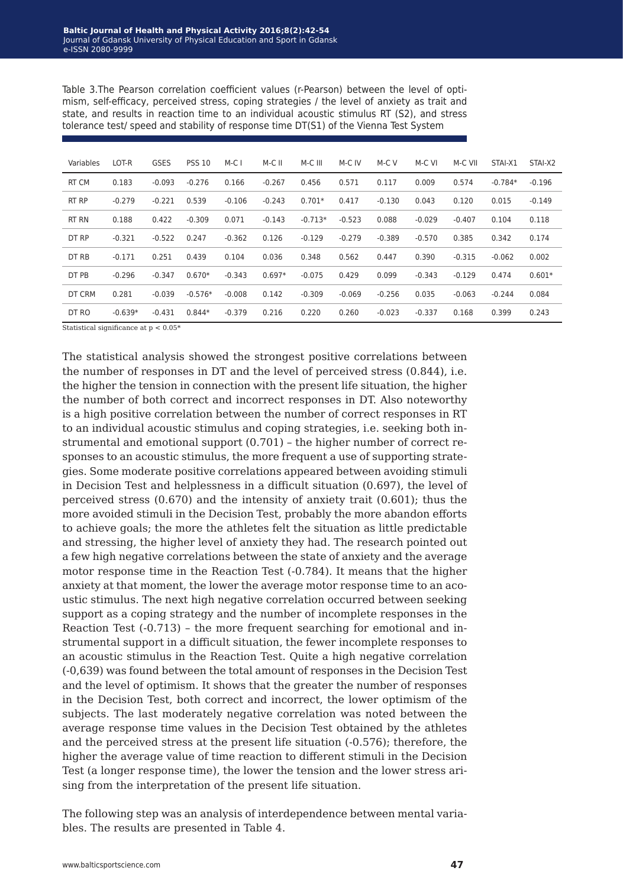Table 3.The Pearson correlation coefficient values (r-Pearson) between the level of optimism, self-efficacy, perceived stress, coping strategies / the level of anxiety as trait and state, and results in reaction time to an individual acoustic stimulus RT (S2), and stress tolerance test/ speed and stability of response time DT(S1) of the Vienna Test System

| Variables | LOT-R | GSES | PSS 10 | M-C I | M-C II | M-C III | M-C IV | M-C V | M-C VI | M-C VII | STAI-X1 | STAI-X2 |
|---|---|---|---|---|---|---|---|---|---|---|---|---|
| RT CM | 0.183 | -0.093 | -0.276 | 0.166 | -0.267 | 0.456 | 0.571 | 0.117 | 0.009 | 0.574 | -0.784* | -0.196 |
| RT RP | -0.279 | -0.221 | 0.539 | -0.106 | -0.243 | 0.701* | 0.417 | -0.130 | 0.043 | 0.120 | 0.015 | -0.149 |
| RT RN | 0.188 | 0.422 | -0.309 | 0.071 | -0.143 | -0.713* | -0.523 | 0.088 | -0.029 | -0.407 | 0.104 | 0.118 |
| DT RP | -0.321 | -0.522 | 0.247 | -0.362 | 0.126 | -0.129 | -0.279 | -0.389 | -0.570 | 0.385 | 0.342 | 0.174 |
| DT RB | -0.171 | 0.251 | 0.439 | 0.104 | 0.036 | 0.348 | 0.562 | 0.447 | 0.390 | -0.315 | -0.062 | 0.002 |
| DT PB | -0.296 | -0.347 | 0.670* | -0.343 | 0.697* | -0.075 | 0.429 | 0.099 | -0.343 | -0.129 | 0.474 | 0.601* |
| DT CRM | 0.281 | -0.039 | -0.576* | -0.008 | 0.142 | -0.309 | -0.069 | -0.256 | 0.035 | -0.063 | -0.244 | 0.084 |
| DT RO | -0.639* | -0.431 | 0.844* | -0.379 | 0.216 | 0.220 | 0.260 | -0.023 | -0.337 | 0.168 | 0.399 | 0.243 |

Statistical significance at $p < 0.05$*

The statistical analysis showed the strongest positive correlations between the number of responses in DT and the level of perceived stress (0.844), i.e. the higher the tension in connection with the present life situation, the higher the number of both correct and incorrect responses in DT. Also noteworthy is a high positive correlation between the number of correct responses in RT to an individual acoustic stimulus and coping strategies, i.e. seeking both instrumental and emotional support (0.701) – the higher number of correct responses to an acoustic stimulus, the more frequent a use of supporting strategies. Some moderate positive correlations appeared between avoiding stimuli in Decision Test and helplessness in a difficult situation (0.697), the level of perceived stress (0.670) and the intensity of anxiety trait (0.601); thus the more avoided stimuli in the Decision Test, probably the more abandon efforts to achieve goals; the more the athletes felt the situation as little predictable and stressing, the higher level of anxiety they had. The research pointed out a few high negative correlations between the state of anxiety and the average motor response time in the Reaction Test (-0.784). It means that the higher anxiety at that moment, the lower the average motor response time to an acoustic stimulus. The next high negative correlation occurred between seeking support as a coping strategy and the number of incomplete responses in the Reaction Test (-0.713) – the more frequent searching for emotional and instrumental support in a difficult situation, the fewer incomplete responses to an acoustic stimulus in the Reaction Test. Quite a high negative correlation (-0,639) was found between the total amount of responses in the Decision Test and the level of optimism. It shows that the greater the number of responses in the Decision Test, both correct and incorrect, the lower optimism of the subjects. The last moderately negative correlation was noted between the average response time values in the Decision Test obtained by the athletes and the perceived stress at the present life situation (-0.576); therefore, the higher the average value of time reaction to different stimuli in the Decision Test (a longer response time), the lower the tension and the lower stress arising from the interpretation of the present life situation.

The following step was an analysis of interdependence between mental variables. The results are presented in Table 4.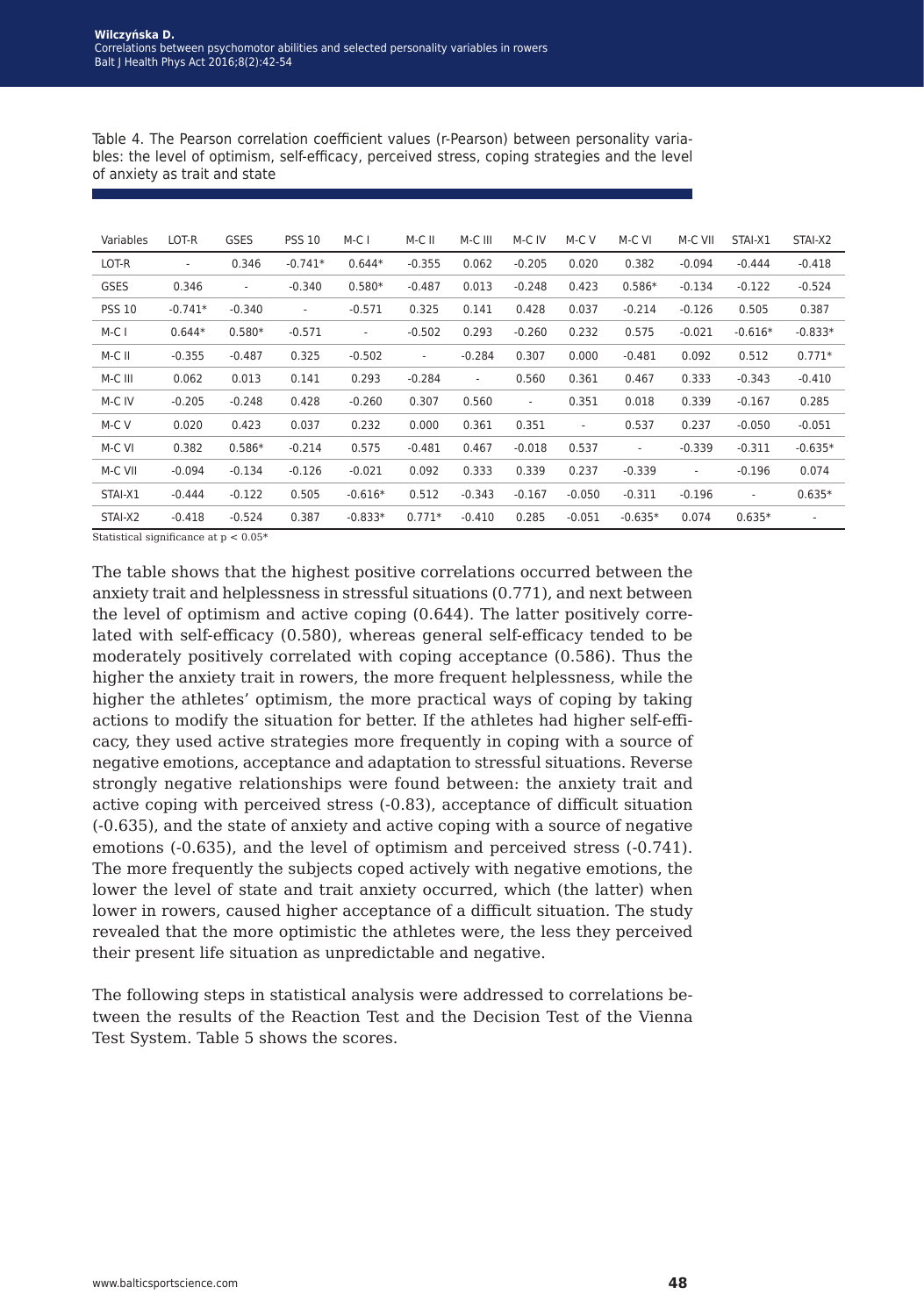Table 4. The Pearson correlation coefficient values (r-Pearson) between personality variables: the level of optimism, self-efficacy, perceived stress, coping strategies and the level of anxiety as trait and state

| Variables | LOT-R | GSES | PSS 10 | M-C I | M-C II | M-C III | M-C IV | M-C V | M-C VI | M-C VII | STAI-X1 | STAI-X2 |
|---|---|---|---|---|---|---|---|---|---|---|---|---|
| LOT-R | - | 0.346 | -0.741* | 0.644* | -0.355 | 0.062 | -0.205 | 0.020 | 0.382 | -0.094 | -0.444 | -0.418 |
| GSES | 0.346 | - | -0.340 | 0.580* | -0.487 | 0.013 | -0.248 | 0.423 | 0.586* | -0.134 | -0.122 | -0.524 |
| PSS 10 | -0.741* | -0.340 | - | -0.571 | 0.325 | 0.141 | 0.428 | 0.037 | -0.214 | -0.126 | 0.505 | 0.387 |
| M-C I | 0.644* | 0.580* | -0.571 | - | -0.502 | 0.293 | -0.260 | 0.232 | 0.575 | -0.021 | -0.616* | -0.833* |
| M-C II | -0.355 | -0.487 | 0.325 | -0.502 | - | -0.284 | 0.307 | 0.000 | -0.481 | 0.092 | 0.512 | 0.771* |
| M-C III | 0.062 | 0.013 | 0.141 | 0.293 | -0.284 | - | 0.560 | 0.361 | 0.467 | 0.333 | -0.343 | -0.410 |
| M-C IV | -0.205 | -0.248 | 0.428 | -0.260 | 0.307 | 0.560 | - | 0.351 | 0.018 | 0.339 | -0.167 | 0.285 |
| M-C V | 0.020 | 0.423 | 0.037 | 0.232 | 0.000 | 0.361 | 0.351 | - | 0.537 | 0.237 | -0.050 | -0.051 |
| M-C VI | 0.382 | 0.586* | -0.214 | 0.575 | -0.481 | 0.467 | -0.018 | 0.537 | - | -0.339 | -0.311 | -0.635* |
| M-C VII | -0.094 | -0.134 | -0.126 | -0.021 | 0.092 | 0.333 | 0.339 | 0.237 | -0.339 | - | -0.196 | 0.074 |
| STAI-X1 | -0.444 | -0.122 | 0.505 | -0.616* | 0.512 | -0.343 | -0.167 | -0.050 | -0.311 | -0.196 | - | 0.635* |
| STAI-X2 | -0.418 | -0.524 | 0.387 | -0.833* | 0.771* | -0.410 | 0.285 | -0.051 | -0.635* | 0.074 | 0.635* | - |

Statistical significance at $p < 0.05$*

The table shows that the highest positive correlations occurred between the anxiety trait and helplessness in stressful situations (0.771), and next between the level of optimism and active coping (0.644). The latter positively correlated with self-efficacy (0.580), whereas general self-efficacy tended to be moderately positively correlated with coping acceptance (0.586). Thus the higher the anxiety trait in rowers, the more frequent helplessness, while the higher the athletes' optimism, the more practical ways of coping by taking actions to modify the situation for better. If the athletes had higher self-efficacy, they used active strategies more frequently in coping with a source of negative emotions, acceptance and adaptation to stressful situations. Reverse strongly negative relationships were found between: the anxiety trait and active coping with perceived stress (-0.83), acceptance of difficult situation (-0.635), and the state of anxiety and active coping with a source of negative emotions (-0.635), and the level of optimism and perceived stress (-0.741). The more frequently the subjects coped actively with negative emotions, the lower the level of state and trait anxiety occurred, which (the latter) when lower in rowers, caused higher acceptance of a difficult situation. The study revealed that the more optimistic the athletes were, the less they perceived their present life situation as unpredictable and negative.

The following steps in statistical analysis were addressed to correlations between the results of the Reaction Test and the Decision Test of the Vienna Test System. Table 5 shows the scores.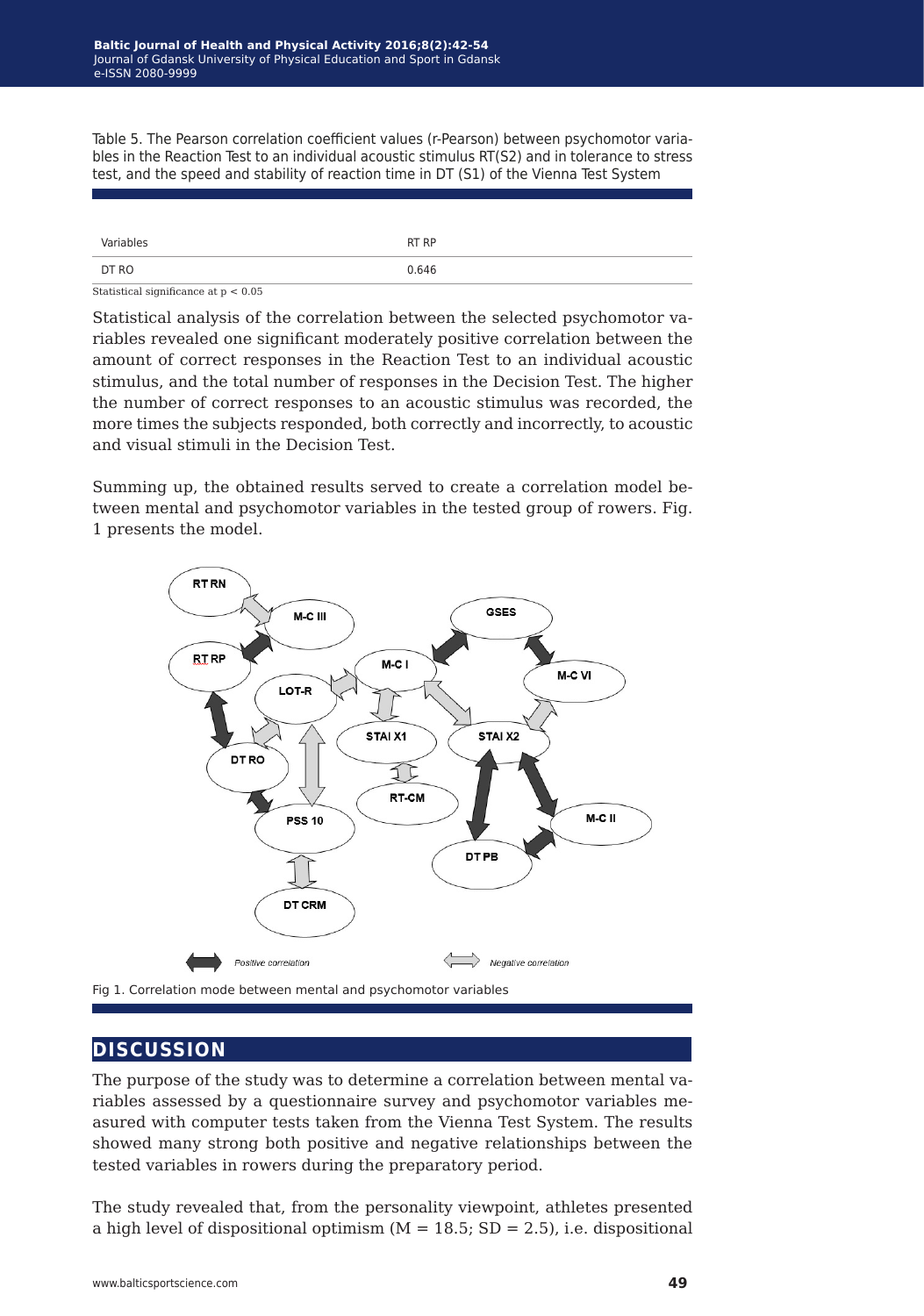Table 5. The Pearson correlation coefficient values (r-Pearson) between psychomotor variables in the Reaction Test to an individual acoustic stimulus RT(S2) and in tolerance to stress test, and the speed and stability of reaction time in DT (S1) of the Vienna Test System

| Variables | RT RP |
|---|---|
| DT RO | 0.646 |

Statistical significance at $p < 0.05$

Statistical analysis of the correlation between the selected psychomotor variables revealed one significant moderately positive correlation between the amount of correct responses in the Reaction Test to an individual acoustic stimulus, and the total number of responses in the Decision Test. The higher the number of correct responses to an acoustic stimulus was recorded, the more times the subjects responded, both correctly and incorrectly, to acoustic and visual stimuli in the Decision Test.

Summing up, the obtained results served to create a correlation model between mental and psychomotor variables in the tested group of rowers. Fig. 1 presents the model.

Fig 1. Correlation mode between mental and psychomotor variables

## DISCUSSION

The purpose of the study was to determine a correlation between mental variables assessed by a questionnaire survey and psychomotor variables measured with computer tests taken from the Vienna Test System. The results showed many strong both positive and negative relationships between the tested variables in rowers during the preparatory period.

The study revealed that, from the personality viewpoint, athletes presented a high level of dispositional optimism (M = 18.5; SD = 2.5), i.e. dispositional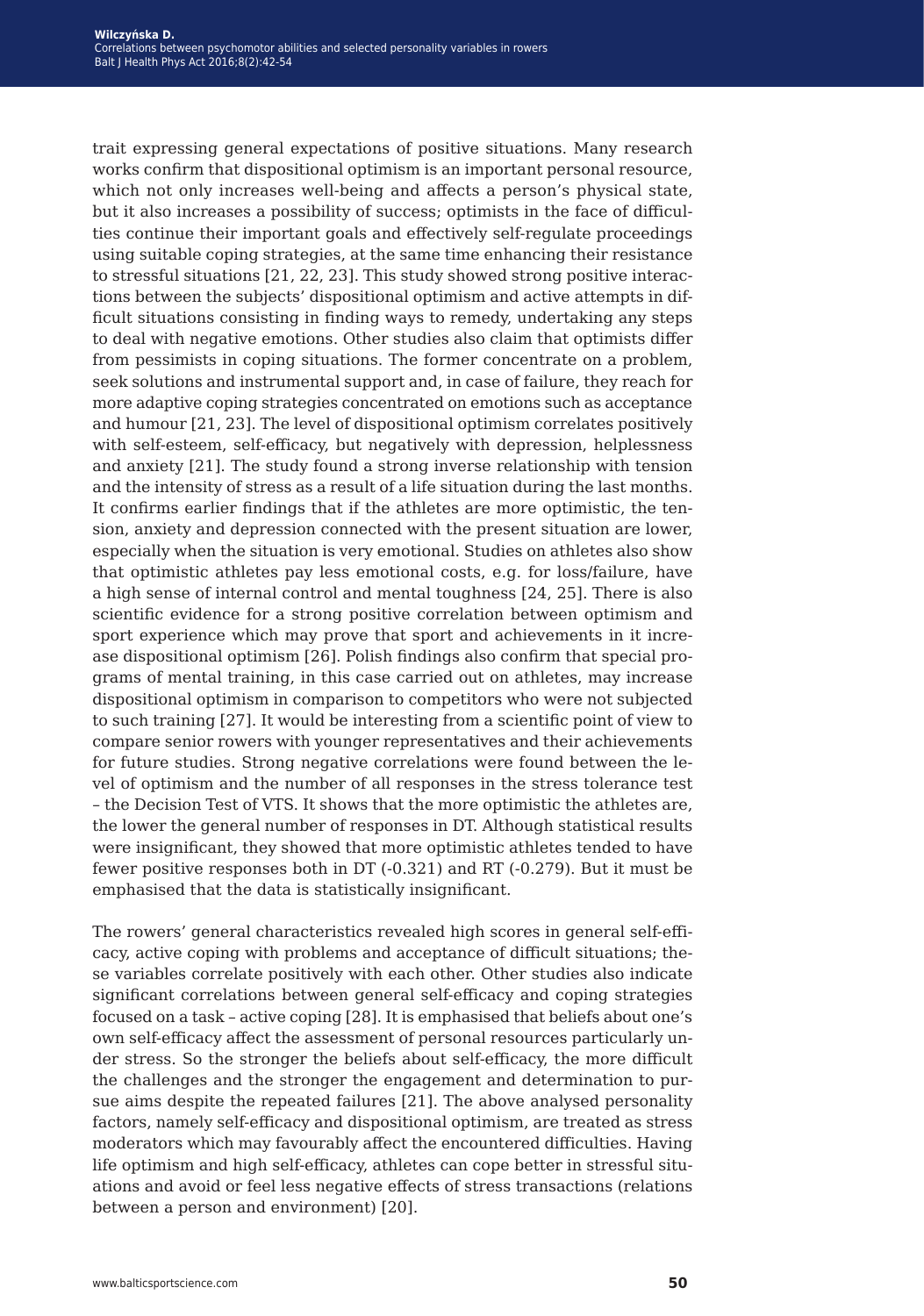trait expressing general expectations of positive situations. Many research works confirm that dispositional optimism is an important personal resource, which not only increases well-being and affects a person's physical state, but it also increases a possibility of success; optimists in the face of difficulties continue their important goals and effectively self-regulate proceedings using suitable coping strategies, at the same time enhancing their resistance to stressful situations [21, 22, 23]. This study showed strong positive interactions between the subjects' dispositional optimism and active attempts in difficult situations consisting in finding ways to remedy, undertaking any steps to deal with negative emotions. Other studies also claim that optimists differ from pessimists in coping situations. The former concentrate on a problem, seek solutions and instrumental support and, in case of failure, they reach for more adaptive coping strategies concentrated on emotions such as acceptance and humour [21, 23]. The level of dispositional optimism correlates positively with self-esteem, self-efficacy, but negatively with depression, helplessness and anxiety [21]. The study found a strong inverse relationship with tension and the intensity of stress as a result of a life situation during the last months. It confirms earlier findings that if the athletes are more optimistic, the tension, anxiety and depression connected with the present situation are lower, especially when the situation is very emotional. Studies on athletes also show that optimistic athletes pay less emotional costs, e.g. for loss/failure, have a high sense of internal control and mental toughness [24, 25]. There is also scientific evidence for a strong positive correlation between optimism and sport experience which may prove that sport and achievements in it increase dispositional optimism [26]. Polish findings also confirm that special programs of mental training, in this case carried out on athletes, may increase dispositional optimism in comparison to competitors who were not subjected to such training [27]. It would be interesting from a scientific point of view to compare senior rowers with younger representatives and their achievements for future studies. Strong negative correlations were found between the level of optimism and the number of all responses in the stress tolerance test – the Decision Test of VTS. It shows that the more optimistic the athletes are, the lower the general number of responses in DT. Although statistical results were insignificant, they showed that more optimistic athletes tended to have fewer positive responses both in DT (-0.321) and RT (-0.279). But it must be emphasised that the data is statistically insignificant.

The rowers' general characteristics revealed high scores in general self-efficacy, active coping with problems and acceptance of difficult situations; these variables correlate positively with each other. Other studies also indicate significant correlations between general self-efficacy and coping strategies focused on a task – active coping [28]. It is emphasised that beliefs about one's own self-efficacy affect the assessment of personal resources particularly under stress. So the stronger the beliefs about self-efficacy, the more difficult the challenges and the stronger the engagement and determination to pursue aims despite the repeated failures [21]. The above analysed personality factors, namely self-efficacy and dispositional optimism, are treated as stress moderators which may favourably affect the encountered difficulties. Having life optimism and high self-efficacy, athletes can cope better in stressful situations and avoid or feel less negative effects of stress transactions (relations between a person and environment) [20].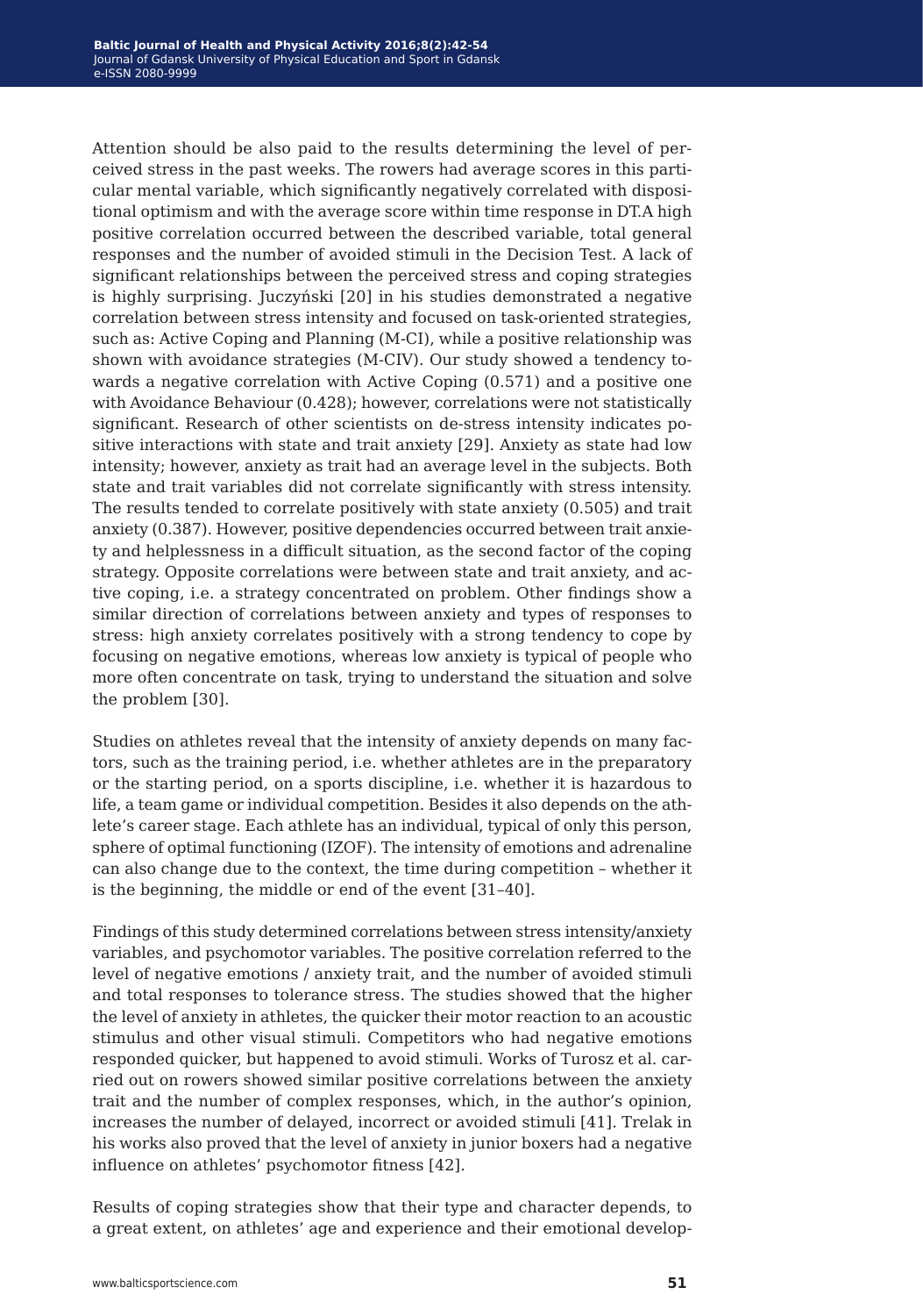Attention should be also paid to the results determining the level of perceived stress in the past weeks. The rowers had average scores in this particular mental variable, which significantly negatively correlated with dispositional optimism and with the average score within time response in DT.A high positive correlation occurred between the described variable, total general responses and the number of avoided stimuli in the Decision Test. A lack of significant relationships between the perceived stress and coping strategies is highly surprising. Juczyński [20] in his studies demonstrated a negative correlation between stress intensity and focused on task-oriented strategies, such as: Active Coping and Planning (M-CI), while a positive relationship was shown with avoidance strategies (M-CIV). Our study showed a tendency towards a negative correlation with Active Coping (0.571) and a positive one with Avoidance Behaviour (0.428); however, correlations were not statistically significant. Research of other scientists on de-stress intensity indicates positive interactions with state and trait anxiety [29]. Anxiety as state had low intensity; however, anxiety as trait had an average level in the subjects. Both state and trait variables did not correlate significantly with stress intensity. The results tended to correlate positively with state anxiety (0.505) and trait anxiety (0.387). However, positive dependencies occurred between trait anxiety and helplessness in a difficult situation, as the second factor of the coping strategy. Opposite correlations were between state and trait anxiety, and active coping, i.e. a strategy concentrated on problem. Other findings show a similar direction of correlations between anxiety and types of responses to stress: high anxiety correlates positively with a strong tendency to cope by focusing on negative emotions, whereas low anxiety is typical of people who more often concentrate on task, trying to understand the situation and solve the problem [30].

Studies on athletes reveal that the intensity of anxiety depends on many factors, such as the training period, i.e. whether athletes are in the preparatory or the starting period, on a sports discipline, i.e. whether it is hazardous to life, a team game or individual competition. Besides it also depends on the athlete's career stage. Each athlete has an individual, typical of only this person, sphere of optimal functioning (IZOF). The intensity of emotions and adrenaline can also change due to the context, the time during competition – whether it is the beginning, the middle or end of the event [31–40].

Findings of this study determined correlations between stress intensity/anxiety variables, and psychomotor variables. The positive correlation referred to the level of negative emotions / anxiety trait, and the number of avoided stimuli and total responses to tolerance stress. The studies showed that the higher the level of anxiety in athletes, the quicker their motor reaction to an acoustic stimulus and other visual stimuli. Competitors who had negative emotions responded quicker, but happened to avoid stimuli. Works of Turosz et al. carried out on rowers showed similar positive correlations between the anxiety trait and the number of complex responses, which, in the author's opinion, increases the number of delayed, incorrect or avoided stimuli [41]. Trelak in his works also proved that the level of anxiety in junior boxers had a negative influence on athletes' psychomotor fitness [42].

Results of coping strategies show that their type and character depends, to a great extent, on athletes' age and experience and their emotional develop-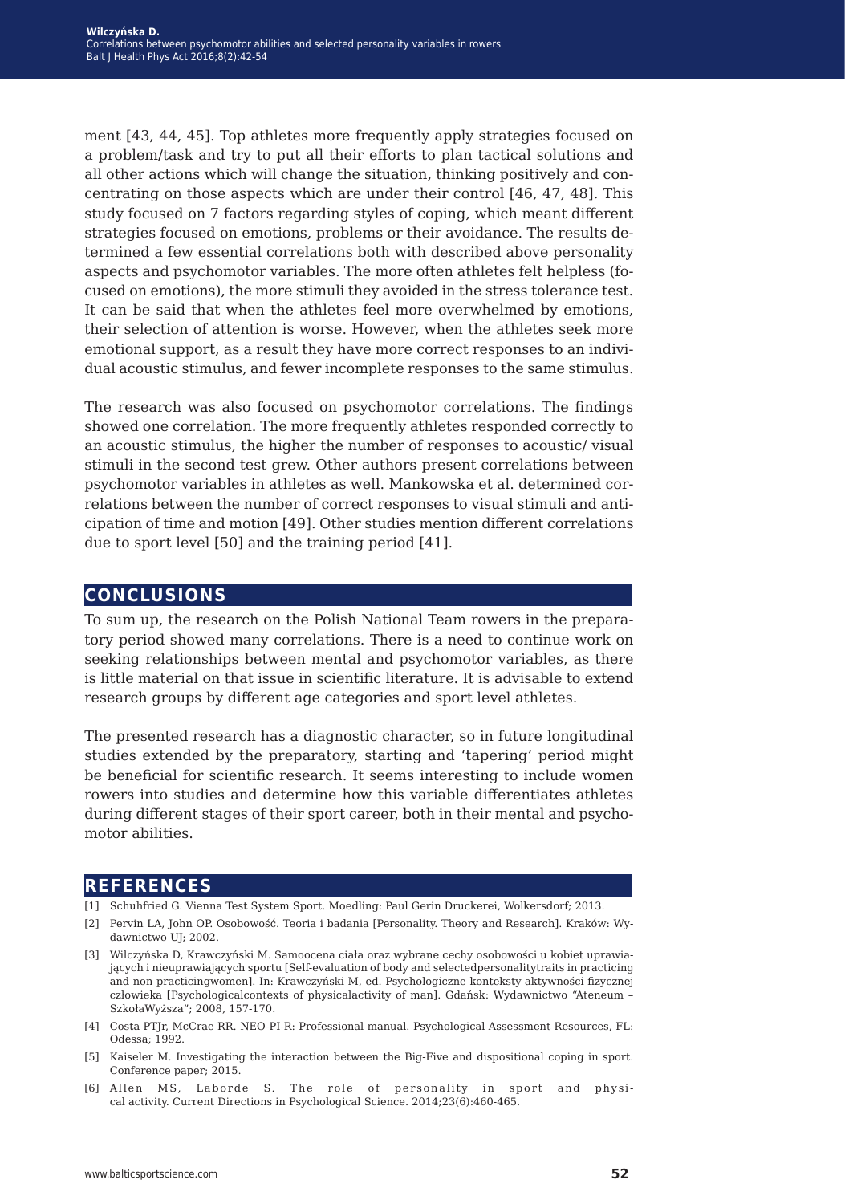ment [43, 44, 45]. Top athletes more frequently apply strategies focused on a problem/task and try to put all their efforts to plan tactical solutions and all other actions which will change the situation, thinking positively and concentrating on those aspects which are under their control [46, 47, 48]. This study focused on 7 factors regarding styles of coping, which meant different strategies focused on emotions, problems or their avoidance. The results determined a few essential correlations both with described above personality aspects and psychomotor variables. The more often athletes felt helpless (focused on emotions), the more stimuli they avoided in the stress tolerance test. It can be said that when the athletes feel more overwhelmed by emotions, their selection of attention is worse. However, when the athletes seek more emotional support, as a result they have more correct responses to an individual acoustic stimulus, and fewer incomplete responses to the same stimulus.

The research was also focused on psychomotor correlations. The findings showed one correlation. The more frequently athletes responded correctly to an acoustic stimulus, the higher the number of responses to acoustic/ visual stimuli in the second test grew. Other authors present correlations between psychomotor variables in athletes as well. Mankowska et al. determined correlations between the number of correct responses to visual stimuli and anticipation of time and motion [49]. Other studies mention different correlations due to sport level [50] and the training period [41].

## CONCLUSIONS

To sum up, the research on the Polish National Team rowers in the preparatory period showed many correlations. There is a need to continue work on seeking relationships between mental and psychomotor variables, as there is little material on that issue in scientific literature. It is advisable to extend research groups by different age categories and sport level athletes.

The presented research has a diagnostic character, so in future longitudinal studies extended by the preparatory, starting and 'tapering' period might be beneficial for scientific research. It seems interesting to include women rowers into studies and determine how this variable differentiates athletes during different stages of their sport career, both in their mental and psychomotor abilities.

## REFERENCES

[1] Schuhfried G. Vienna Test System Sport. Moedling: Paul Gerin Druckerei, Wolkersdorf; 2013.

[2] Pervin LA, John OP. Osobowość. Teoria i badania [Personality. Theory and Research]. Kraków: Wydawnictwo UJ; 2002.

[3] Wilczyńska D, Krawczyński M. Samoocena ciała oraz wybrane cechy osobowości u kobiet uprawiających i nieuprawiających sportu [Self-evaluation of body and selectedpersonalitytraits in practicing and non practicingwomen]. In: Krawczyński M, ed. Psychologiczne konteksty aktywności fizycznej człowieka [Psychologicalcontexts of physicalactivity of man]. Gdańsk: Wydawnictwo "Ateneum – SzkołaWyższa"; 2008, 157-170.

[4] Costa PTJr, McCrae RR. NEO-PI-R: Professional manual. Psychological Assessment Resources, FL: Odessa; 1992.

[5] Kaiseler M. Investigating the interaction between the Big-Five and dispositional coping in sport. Conference paper; 2015.

[6] Allen MS, Laborde S. The role of personality in sport and physical activity. Current Directions in Psychological Science. 2014;23(6):460-465.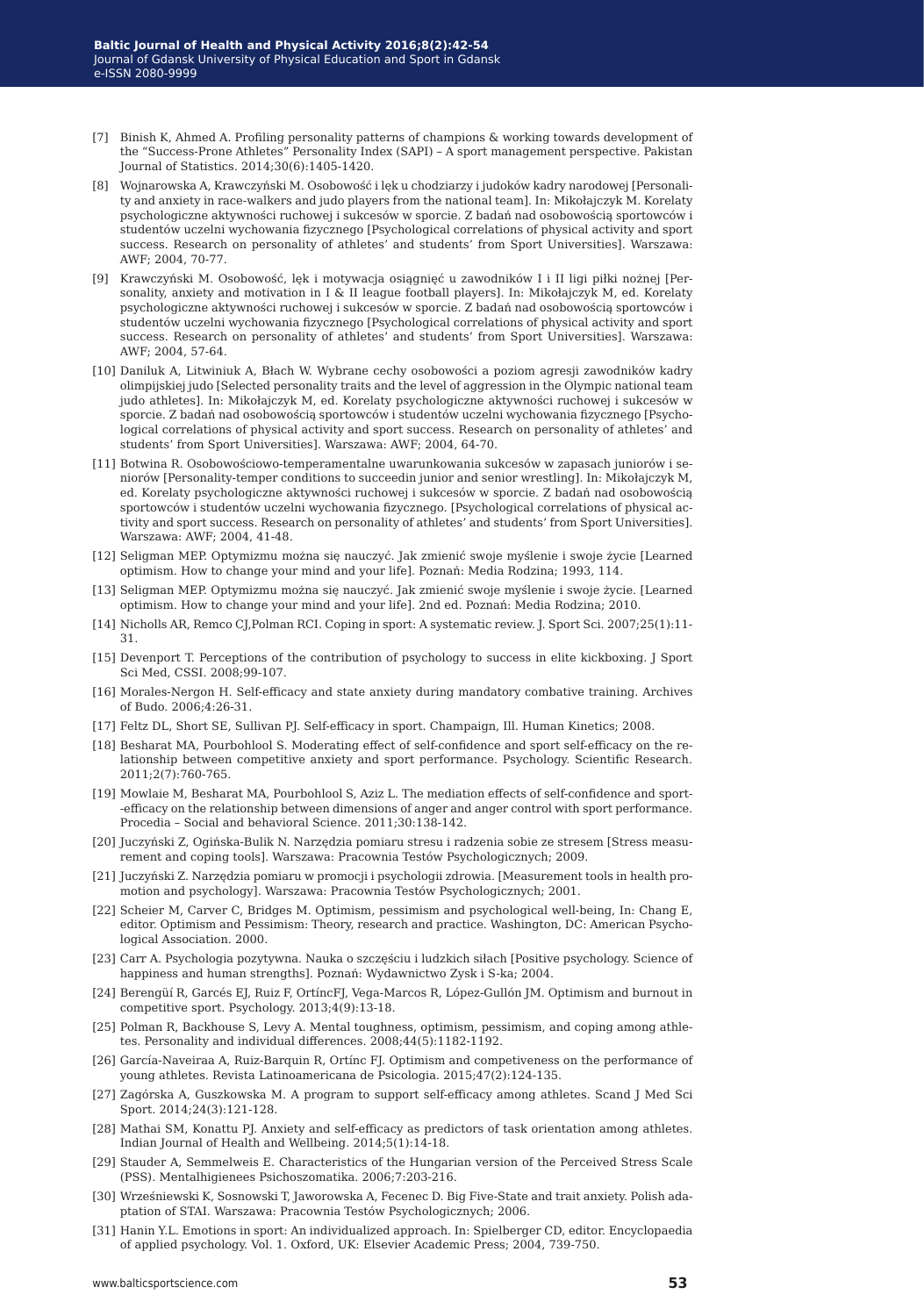[7] Binish K, Ahmed A. Profiling personality patterns of champions & working towards development of the "Success-Prone Athletes" Personality Index (SAPI) – A sport management perspective. Pakistan Journal of Statistics. 2014;30(6):1405-1420.

[8] Wojnarowska A, Krawczyński M. Osobowość i lęk u chodziarzy i judoków kadry narodowej [Personality and anxiety in race-walkers and judo players from the national team]. In: Mikołajczyk M. Korelaty psychologiczne aktywności ruchowej i sukcesów w sporcie. Z badań nad osobowością sportowców i studentów uczelni wychowania fizycznego [Psychological correlations of physical activity and sport success. Research on personality of athletes' and students' from Sport Universities]. Warszawa: AWF; 2004, 70-77.

[9] Krawczyński M. Osobowość, lęk i motywacja osiągnięć u zawodników I i II ligi piłki nożnej [Personality, anxiety and motivation in I & II league football players]. In: Mikołajczyk M, ed. Korelaty psychologiczne aktywności ruchowej i sukcesów w sporcie. Z badań nad osobowością sportowców i studentów uczelni wychowania fizycznego [Psychological correlations of physical activity and sport success. Research on personality of athletes' and students' from Sport Universities]. Warszawa: AWF; 2004, 57-64.

[10] Daniluk A, Litwiniuk A, Błach W. Wybrane cechy osobowości a poziom agresji zawodników kadry olimpijskiej judo [Selected personality traits and the level of aggression in the Olympic national team judo athletes]. In: Mikołajczyk M, ed. Korelaty psychologiczne aktywności ruchowej i sukcesów w sporcie. Z badań nad osobowością sportowców i studentów uczelni wychowania fizycznego [Psychological correlations of physical activity and sport success. Research on personality of athletes' and students' from Sport Universities]. Warszawa: AWF; 2004, 64-70.

[11] Botwina R. Osobowościowo-temperamentalne uwarunkowania sukcesów w zapasach juniorów i seniorów [Personality-temper conditions to succeedin junior and senior wrestling]. In: Mikołajczyk M, ed. Korelaty psychologiczne aktywności ruchowej i sukcesów w sporcie. Z badań nad osobowością sportowców i studentów uczelni wychowania fizycznego. [Psychological correlations of physical activity and sport success. Research on personality of athletes' and students' from Sport Universities]. Warszawa: AWF; 2004, 41-48.

[12] Seligman MEP. Optymizmu można się nauczyć. Jak zmienić swoje myślenie i swoje życie [Learned optimism. How to change your mind and your life]. Poznań: Media Rodzina; 1993, 114.

[13] Seligman MEP. Optymizmu można się nauczyć. Jak zmienić swoje myślenie i swoje życie. [Learned optimism. How to change your mind and your life]. 2nd ed. Poznań: Media Rodzina; 2010.

[14] Nicholls AR, Remco CJ,Polman RCI. Coping in sport: A systematic review. J. Sport Sci. 2007;25(1):11-31.

[15] Devenport T. Perceptions of the contribution of psychology to success in elite kickboxing. J Sport Sci Med, CSSI. 2008;99-107.

[16] Morales-Nergon H. Self-efficacy and state anxiety during mandatory combative training. Archives of Budo. 2006;4:26-31.

[17] Feltz DL, Short SE, Sullivan PJ. Self-efficacy in sport. Champaign, Ill. Human Kinetics; 2008.

[18] Besharat MA, Pourbohlool S. Moderating effect of self-confidence and sport self-efficacy on the relationship between competitive anxiety and sport performance. Psychology. Scientific Research. 2011;2(7):760-765.

[19] Mowlaie M, Besharat MA, Pourbohlool S, Aziz L. The mediation effects of self-confidence and sport-efficacy on the relationship between dimensions of anger and anger control with sport performance. Procedia – Social and behavioral Science. 2011;30:138-142.

[20] Juczyński Z, Ogińska-Bulik N. Narzędzia pomiaru stresu i radzenia sobie ze stresem [Stress measurement and coping tools]. Warszawa: Pracownia Testów Psychologicznych; 2009.

[21] Juczyński Z. Narzędzia pomiaru w promocji i psychologii zdrowia. [Measurement tools in health promotion and psychology]. Warszawa: Pracownia Testów Psychologicznych; 2001.

[22] Scheier M, Carver C, Bridges M. Optimism, pessimism and psychological well-being, In: Chang E, editor. Optimism and Pessimism: Theory, research and practice. Washington, DC: American Psychological Association. 2000.

[23] Carr A. Psychologia pozytywna. Nauka o szczęściu i ludzkich siłach [Positive psychology. Science of happiness and human strengths]. Poznań: Wydawnictwo Zysk i S-ka; 2004.

[24] Berengüí R, Garcés EJ, Ruiz F, OrtíncFJ, Vega-Marcos R, López-Gullón JM. Optimism and burnout in competitive sport. Psychology. 2013;4(9):13-18.

[25] Polman R, Backhouse S, Levy A. Mental toughness, optimism, pessimism, and coping among athletes. Personality and individual differences. 2008;44(5):1182-1192.

[26] García-Naveiraa A, Ruiz-Barquin R, Ortínc FJ. Optimism and competiveness on the performance of young athletes. Revista Latinoamericana de Psicologia. 2015;47(2):124-135.

[27] Zagórska A, Guszkowska M. A program to support self-efficacy among athletes. Scand J Med Sci Sport. 2014;24(3):121-128.

[28] Mathai SM, Konattu PJ. Anxiety and self-efficacy as predictors of task orientation among athletes. Indian Journal of Health and Wellbeing. 2014;5(1):14-18.

[29] Stauder A, Semmelweis E. Characteristics of the Hungarian version of the Perceived Stress Scale (PSS). Mentalhigienees Psichoszomatika. 2006;7:203-216.

[30] Wrześniewski K, Sosnowski T, Jaworowska A, Fecenec D. Big Five-State and trait anxiety. Polish adaptation of STAI. Warszawa: Pracownia Testów Psychologicznych; 2006.

[31] Hanin Y.L. Emotions in sport: An individualized approach. In: Spielberger CD, editor. Encyclopaedia of applied psychology. Vol. 1. Oxford, UK: Elsevier Academic Press; 2004, 739-750.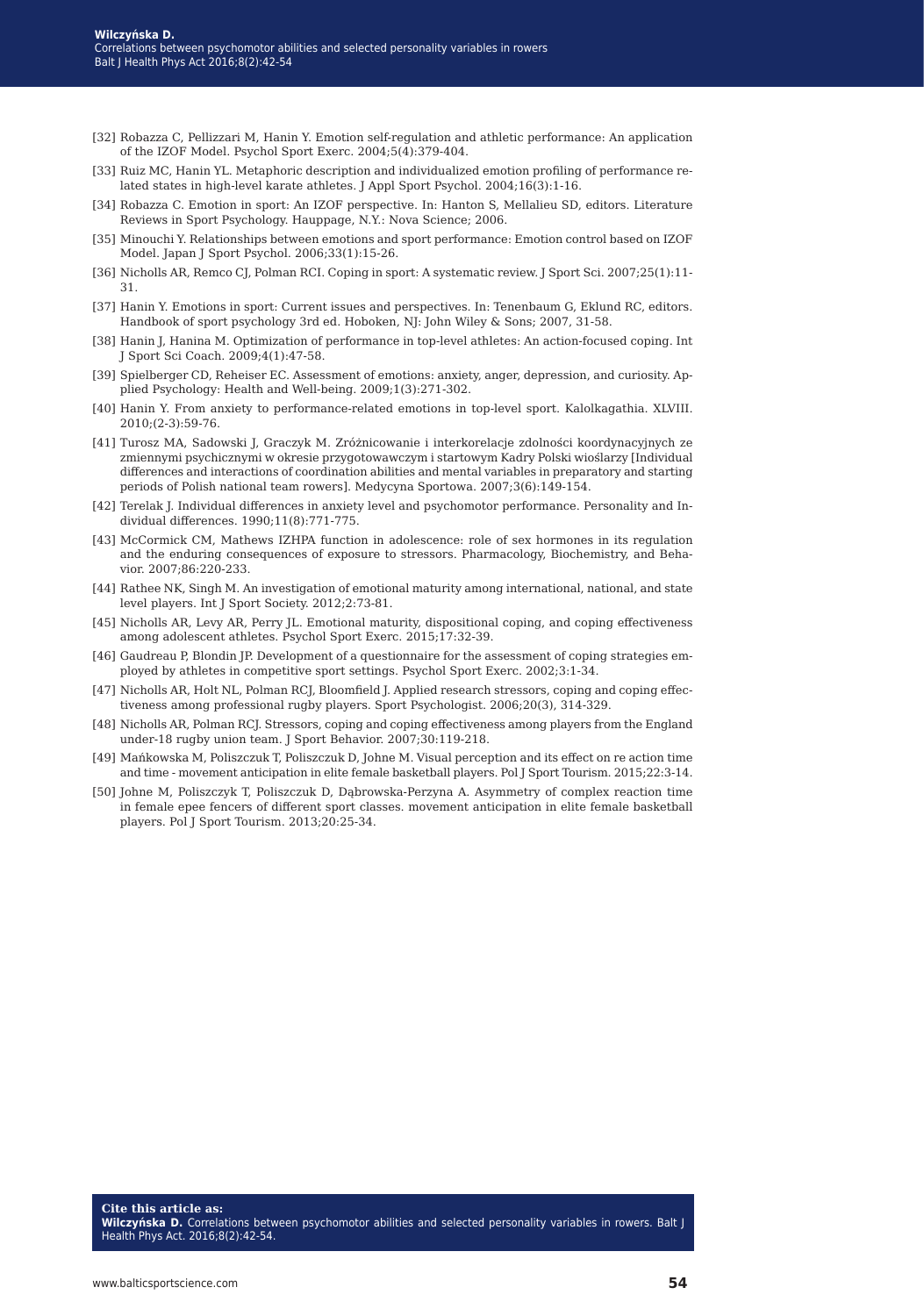[32] Robazza C, Pellizzari M, Hanin Y. Emotion self-regulation and athletic performance: An application of the IZOF Model. Psychol Sport Exerc. 2004;5(4):379-404.

[33] Ruiz MC, Hanin YL. Metaphoric description and individualized emotion profiling of performance related states in high-level karate athletes. J Appl Sport Psychol. 2004;16(3):1-16.

[34] Robazza C. Emotion in sport: An IZOF perspective. In: Hanton S, Mellalieu SD, editors. Literature Reviews in Sport Psychology. Hauppage, N.Y.: Nova Science; 2006.

[35] Minouchi Y. Relationships between emotions and sport performance: Emotion control based on IZOF Model. Japan J Sport Psychol. 2006;33(1):15-26.

[36] Nicholls AR, Remco CJ, Polman RCI. Coping in sport: A systematic review. J Sport Sci. 2007;25(1):11-31.

[37] Hanin Y. Emotions in sport: Current issues and perspectives. In: Tenenbaum G, Eklund RC, editors. Handbook of sport psychology 3rd ed. Hoboken, NJ: John Wiley & Sons; 2007, 31-58.

[38] Hanin J, Hanina M. Optimization of performance in top-level athletes: An action-focused coping. Int J Sport Sci Coach. 2009;4(1):47-58.

[39] Spielberger CD, Reheiser EC. Assessment of emotions: anxiety, anger, depression, and curiosity. Applied Psychology: Health and Well-being. 2009;1(3):271-302.

[40] Hanin Y. From anxiety to performance-related emotions in top-level sport. Kalolkagathia. XLVIII. 2010;(2-3):59-76.

[41] Turosz MA, Sadowski J, Graczyk M. Zróżnicowanie i interkorelacje zdolności koordynacyjnych ze zmiennymi psychicznymi w okresie przygotowawczym i startowym Kadry Polski wioślarzy [Individual differences and interactions of coordination abilities and mental variables in preparatory and starting periods of Polish national team rowers]. Medycyna Sportowa. 2007;3(6):149-154.

[42] Terelak J. Individual differences in anxiety level and psychomotor performance. Personality and Individual differences. 1990;11(8):771-775.

[43] McCormick CM, Mathews IZHPA function in adolescence: role of sex hormones in its regulation and the enduring consequences of exposure to stressors. Pharmacology, Biochemistry, and Behavior. 2007;86:220-233.

[44] Rathee NK, Singh M. An investigation of emotional maturity among international, national, and state level players. Int J Sport Society. 2012;2:73-81.

[45] Nicholls AR, Levy AR, Perry JL. Emotional maturity, dispositional coping, and coping effectiveness among adolescent athletes. Psychol Sport Exerc. 2015;17:32-39.

[46] Gaudreau P, Blondin JP. Development of a questionnaire for the assessment of coping strategies employed by athletes in competitive sport settings. Psychol Sport Exerc. 2002;3:1-34.

[47] Nicholls AR, Holt NL, Polman RCJ, Bloomfield J. Applied research stressors, coping and coping effectiveness among professional rugby players. Sport Psychologist. 2006;20(3), 314-329.

[48] Nicholls AR, Polman RCJ. Stressors, coping and coping effectiveness among players from the England under-18 rugby union team. J Sport Behavior. 2007;30:119-218.

[49] Mańkowska M, Poliszczuk T, Poliszczuk D, Johne M. Visual perception and its effect on re action time and time - movement anticipation in elite female basketball players. Pol J Sport Tourism. 2015;22:3-14.

[50] Johne M, Poliszczyk T, Poliszczuk D, Dąbrowska-Perzyna A. Asymmetry of complex reaction time in female epee fencers of different sport classes. movement anticipation in elite female basketball players. Pol J Sport Tourism. 2013;20:25-34.

**Cite this article as:**
**Wilczyńska D.** Correlations between psychomotor abilities and selected personality variables in rowers. Balt J Health Phys Act. 2016;8(2):42-54.